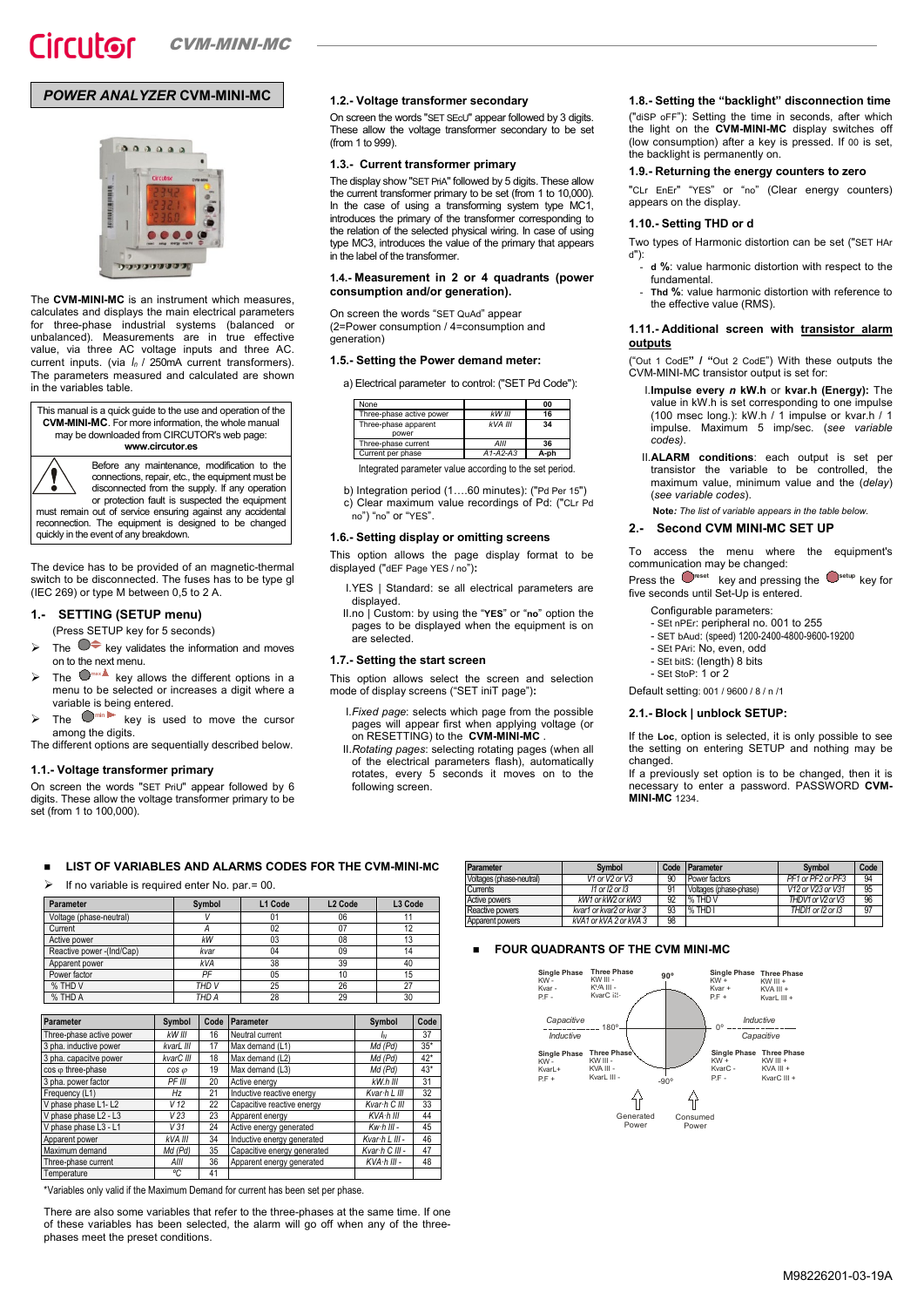# POWER ANALYZER CVM-MINI-MC

The **CVM-MINI-MC** is an instrument which measures, calculates and displays the main electrical parameters for three-phase industrial systems (balanced or unbalanced). Measurements are in true effective value, via three AC voltage inputs and three AC current inputs. (via $I_n$ / 250mA current transformers). The parameters measured and calculated are shown in the variables table.

This manual is a quick guide to the use and operation of the **CVM-MINI-MC**. For more information, the whole manual may be downloaded from CIRCUTOR's web page: **www.circutor.es**

Before any maintenance, modification to the connections, repair, etc., the equipment must be disconnected from the supply. If any operation or protection fault is suspected the equipment must remain out of service ensuring against any accidental reconnection. The equipment is designed to be changed quickly in the event of any breakdown.

The device has to be provided of an magnetic-thermal switch to be disconnected. The fuses has to be type gl (IEC 269) or type M between 0,5 to 2 A.

## 1.- SETTING (SETUP menu)

(Press SETUP key for 5 seconds)

- The key validates the information and moves on to the next menu.
- The key allows the different options in a menu to be selected or increases a digit where a variable is being entered.
- The key is used to move the cursor among the digits.

The different options are sequentially described below.

### 1.1.- Voltage transformer primary

On screen the words "SET PriU" appear followed by 6 digits. These allow the voltage transformer primary to be set (from 1 to 100,000).

### 1.2.- Voltage transformer secondary

On screen the words "SET SEcU" appear followed by 3 digits. These allow the voltage transformer secondary to be set (from 1 to 999).

### 1.3.- Current transformer primary

The display show "SET PriA" followed by 5 digits. These allow the current transformer primary to be set (from 1 to 10,000). In the case of using a transforming system type MC1, introduces the primary of the transformer corresponding to the relation of the selected physical wiring. In case of using type MC3, introduces the value of the primary that appears in the label of the transformer.

### 1.4.- Measurement in 2 or 4 quadrants (power consumption and/or generation).

On screen the words "SET QuAd" appear
(2=Power consumption / 4=consumption and generation)

### 1.5.- Setting the Power demand meter:

a) Electrical parameter to control: ("SET Pd Code"):

| None | | 00 |
|---|---|---|
| Three-phase active power | kW III | 16 |
| Three-phase apparent power | kVA III | 34 |
| Three-phase current | AIII | 36 |
| Current per phase | A1-A2-A3 | A-ph |

Integrated parameter value according to the set period.

b) Integration period (1….60 minutes): ("Pd Per 15")
c) Clear maximum value recordings of Pd: ("CLr Pd no") "no" or "YES".

### 1.6.- Setting display or omitting screens

This option allows the page display format to be displayed ("dEF Page YES / no"):

I. YES | Standard: se all electrical parameters are displayed.
II. no | Custom: by using the "**YES**" or "**no**" option the pages to be displayed when the equipment is on are selected.

### 1.7.- Setting the start screen

This option allows select the screen and selection mode of display screens ("SET iniT page"):

I. *Fixed page*: selects which page from the possible pages will appear first when applying voltage (or on RESETTING) to the **CVM-MINI-MC**.
II. *Rotating pages*: selecting rotating pages (when all of the electrical parameters flash), automatically rotates, every 5 seconds it moves on to the following screen.

### 1.8.- Setting the "backlight" disconnection time

("diSP oFF"): Setting the time in seconds, after which the light on the **CVM-MINI-MC** display switches off (low consumption) after a key is pressed. If 00 is set, the backlight is permanently on.

### 1.9.- Returning the energy counters to zero

"CLr EnEr" "YES" or "no" (Clear energy counters) appears on the display.

### 1.10.- Setting THD or d

Two types of Harmonic distortion can be set ("SET HAr d"):

- **d %**: value harmonic distortion with respect to the fundamental.
- **Thd %**: value harmonic distortion with reference to the effective value (RMS).

### 1.11.- Additional screen with transistor alarm outputs

("Out 1 CodE" / "Out 2 CodE") With these outputs the CVM-MINI-MC transistor output is set to:

I. **Impulse every *n* kW.h** or **kvar.h (Energy):** The value in kW.h is set corresponding to one impulse (100 msec long.): kW.h / 1 impulse or kvar.h / 1 impulse. Maximum 5 imp/sec. (*see variable codes).*
II. **ALARM conditions**: each output is set per transistor the variable to be controlled, the maximum value, minimum value and the (*delay*) (*see variable codes*).

**Note**: *The list of variable appears in the table below.*

## 2.- Second CVM MINI-MC SET UP

To access the menu where the equipment's communication may be changed:

Press the reset key and pressing the setup key for five seconds until Set-Up is entered.

Configurable parameters:
- SEt nPEr: peripheral no. 001 to 255
- SET bAud: (speed) 1200-2400-4800-9600-19200
- SEt PAri: No, even, odd
- SEt bitS: (length) 8 bits
- SEt StoP: 1 or 2

Default setting: 001 / 9600 / 8 / n /1

### 2.1.- Block | unblock SETUP:

If the **Loc**, option is selected, it is only possible to see the setting on entering SETUP and nothing may be changed.
If a previously set option is to be changed, then it is necessary to enter a password. PASSWORD **CVM-MINI-MC** 1234.

## LIST OF VARIABLES AND ALARMS CODES FOR THE CVM-MINI-MC

- If no variable is required enter No. par.= 00.

| Parameter | Symbol | L1 Code | L2 Code | L3 Code |
|---|---|---|---|---|
| Voltage (phase-neutral) | V | 01 | 06 | 11 |
| Current | A | 02 | 07 | 12 |
| Active power | kW | 03 | 08 | 13 |
| Reactive power -(Ind/Cap) | kvar | 04 | 09 | 14 |
| Apparent power | kVA | 38 | 39 | 40 |
| Power factor | PF | 05 | 10 | 15 |
| % THD V | THD V | 25 | 26 | 27 |
| % THD A | THD A | 28 | 29 | 30 |

| Parameter | Symbol | Code | Parameter | Symbol | Code |
|---|---|---|---|---|---|
| Three-phase active power | kW III | 16 | Neutral current | $I_N$ | 37 |
| 3 pha. inductive power | kvarL III | 17 | Max demand (L1) | Md (Pd) | 35* |
| 3 pha. capacitve power | kvarC III | 18 | Max demand (L2) | Md (Pd) | 42* |
| cos φ three-phase | cos φ | 19 | Max demand (L3) | Md (Pd) | 43* |
| 3 pha. power factor | PF III | 20 | Active energy | kW.h III | 31 |
| Frequency (L1) | Hz | 21 | Inductive reactive energy | Kvar·h L III | 32 |
| V phase phase L1- L2 | V 12 | 22 | Capacitive reactive energy | Kvar·h C III | 33 |
| V phase phase L2 - L3 | V 23 | 23 | Apparent energy | KVA·h III | 44 |
| V phase phase L3 - L1 | V 31 | 24 | Active energy generated | Kw·h III - | 45 |
| Apparent power | kVA III | 34 | Inductive energy generated | Kvar·h L III - | 46 |
| Maximum demand | Md (Pd) | 35 | Capacitive energy generated | Kvar·h C III - | 47 |
| Three-phase current | AIII | 36 | Apparent energy generated | KVA·h III - | 48 |
| Temperature | ºC | 41 | | | |

*Variables only valid if the Maximum Demand for current has been set per phase.

There are also some variables that refer to the three-phases at the same time. If one of these variables has been selected, the alarm will go off when any of the three-phases meet the preset conditions.

| Parameter | Symbol | Code | Parameter | Symbol | Code |
|---|---|---|---|---|---|
| Voltages (phase-neutral) | V1 or V2 or V3 | 90 | Power factors | PF1 or PF2 or PF3 | 94 |
| Currents | I1 or I2 or I3 | 91 | Voltages (phase-phase) | V12 or V23 or V31 | 95 |
| Active powers | kW1 or kW2 or kW3 | 92 | % THD V | THDV1 or V2 or V3 | 96 |
| Reactive powers | kvar1 or kvar2 or kvar 3 | 93 | % THD I | THDI1 or I2 or I3 | 97 |
| Apparent powers | kVA1 or kVA 2 or kVA 3 | 98 | | | |

## FOUR QUADRANTS OF THE CVM MINI-MC

| | Single Phase | Three Phase |
|---|---|---|
| 90º to 180º (Capacitive consumed / Inductive generated) | KW -, Kvar -, P.F - | KW III -, KVA III -, KvarC III - |
| 0º to 90º (Inductive consumed) | KW +, Kvar +, P.F + | KW III +, KVA III +, KvarL III + |
| 180º to -90º | KW -, KvarL+, P.F + | KW III -, KVA III -, KvarL III - |
| -90º to 0º (Capacitive consumed) | KW +, KvarC -, P.F - | KW III +, KVA III +, KvarC III + |

Generated Power — Consumed Power

M98226201-03-19A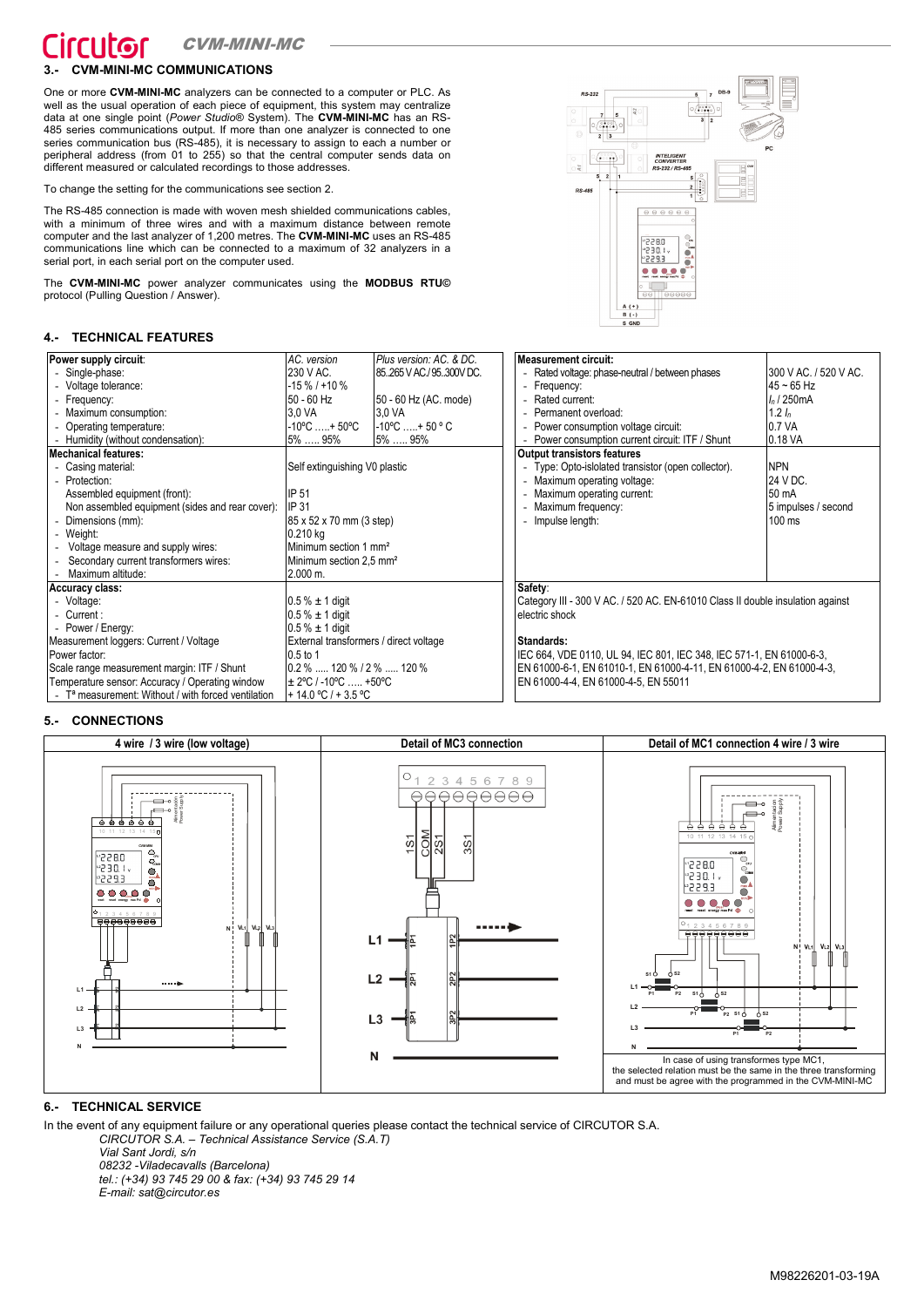## 3.- CVM-MINI-MC COMMUNICATIONS

One or more **CVM-MINI-MC** analyzers can be connected to a computer or PLC. As well as the usual operation of each piece of equipment, this system may centralize data at one single point (*Power Studio*® System). The **CVM-MINI-MC** has an RS-485 series communications output. If more than one analyzer is connected to one series communication bus (RS-485), it is necessary to assign to each a number or peripheral address (from 01 to 255) so that the central computer sends data on different measured or calculated recordings to those addresses.

To change the setting for the communications see section 2.

The RS-485 connection is made with woven mesh shielded communications cables, with a minimum of three wires and with a maximum distance between remote computer and the last analyzer of 1,200 metres. The **CVM-MINI-MC** uses an RS-485 communications line which can be connected to a maximum of 32 analyzers in a serial port, in each serial port on the computer used.

The **CVM-MINI-MC** power analyzer communicates using the **MODBUS RTU©** protocol (Pulling Question / Answer).

RS-232
DB-9
PC
INTELIGENT CONVERTER RS-232 / RS-485
RS-485
A (+)
B (-)
S GND

## 4.- TECHNICAL FEATURES

| Power supply circuit: | AC. version | Plus version: AC. & DC. |
|---|---|---|
| - Single-phase: | 230 V AC. | 85..265 V AC./ 95..300V DC. |
| - Voltage tolerance: | -15 % / +10 % | |
| - Frequency: | 50 - 60 Hz | 50 - 60 Hz (AC. mode) |
| - Maximum consumption: | 3,0 VA | 3,0 VA |
| - Operating temperature: | -10ºC …..+ 50ºC | -10ºC …..+ 50 º C |
| - Humidity (without condensation): | 5% ….. 95% | 5% ….. 95% |
| **Mechanical features:** | | |
| - Casing material: | Self extinguishing V0 plastic | |
| - Protection: | | |
| Assembled equipment (front): | IP 51 | |
| Non assembled equipment (sides and rear cover): | IP 31 | |
| - Dimensions (mm): | 85 x 52 x 70 mm (3 step) | |
| - Weight: | 0.210 kg | |
| - Voltage measure and supply wires: | Minimum section 1 mm² | |
| - Secondary current transformers wires: | Minimum section 2,5 mm² | |
| - Maximum altitude: | 2.000 m. | |
| **Accuracy class:** | | |
| - Voltage: | 0.5 % ± 1 digit | |
| - Current : | 0.5 % ± 1 digit | |
| - Power / Energy: | 0.5 % ± 1 digit | |
| Measurement loggers: Current / Voltage | External transformers / direct voltage | |
| Power factor: | 0.5 to 1 | |
| Scale range measurement margin: ITF / Shunt | 0.2 % ….. 120 % / 2 % ….. 120 % | |
| Temperature sensor: Accuracy / Operating window | ± 2ºC / -10ºC ….. +50ºC | |
| - Tª measurement: Without / with forced ventilation | + 14.0 ºC / + 3.5 ºC | |

| Measurement circuit: | |
|---|---|
| - Rated voltage: phase-neutral / between phases | 300 V AC. / 520 V AC. |
| - Frequency: | 45 ~ 65 Hz |
| - Rated current: | $I_n$ / 250mA |
| - Permanent overload: | 1.2 $I_n$ |
| - Power consumption voltage circuit: | 0.7 VA |
| - Power consumption current circuit: ITF / Shunt | 0.18 VA |
| **Output transistors features** | |
| - Type: Opto-isolated transistor (open collector): | NPN |
| - Maximum operating voltage: | 24 V DC. |
| - Maximum operating current: | 50 mA |
| - Maximum frequency: | 5 impulses / second |
| - Impulse length: | 100 ms |

**Safety**:
Category III - 300 V AC. / 520 AC. EN-61010 Class II double insulation against electric shock

**Standards:**
IEC 664, VDE 0110, UL 94, IEC 801, IEC 348, IEC 571-1, EN 61000-6-3, EN 61000-6-1, EN 61010-1, EN 61000-4-11, EN 61000-4-2, EN 61000-4-3, EN 61000-4-4, EN 61000-4-5, EN 55011

## 5.- CONNECTIONS

4 wire / 3 wire (low voltage)

Detail of MC3 connection

Detail of MC1 connection 4 wire / 3 wire

In case of using transformers type MC1,
the selected relation must be the same in the three transforming and must be agree with the programmed in the CVM-MINI-MC

## 6.- TECHNICAL SERVICE

In the event of any equipment failure or any operational queries please contact the technical service of CIRCUTOR S.A.

*CIRCUTOR S.A. – Technical Assistance Service (S.A.T)*
*Vial Sant Jordi, s/n*
*08232 -Viladecavalls (Barcelona)*
*tel.: (+34) 93 745 29 00 & fax: (+34) 93 745 29 14*
*E-mail: sat@circutor.es*

M98226201-03-19A